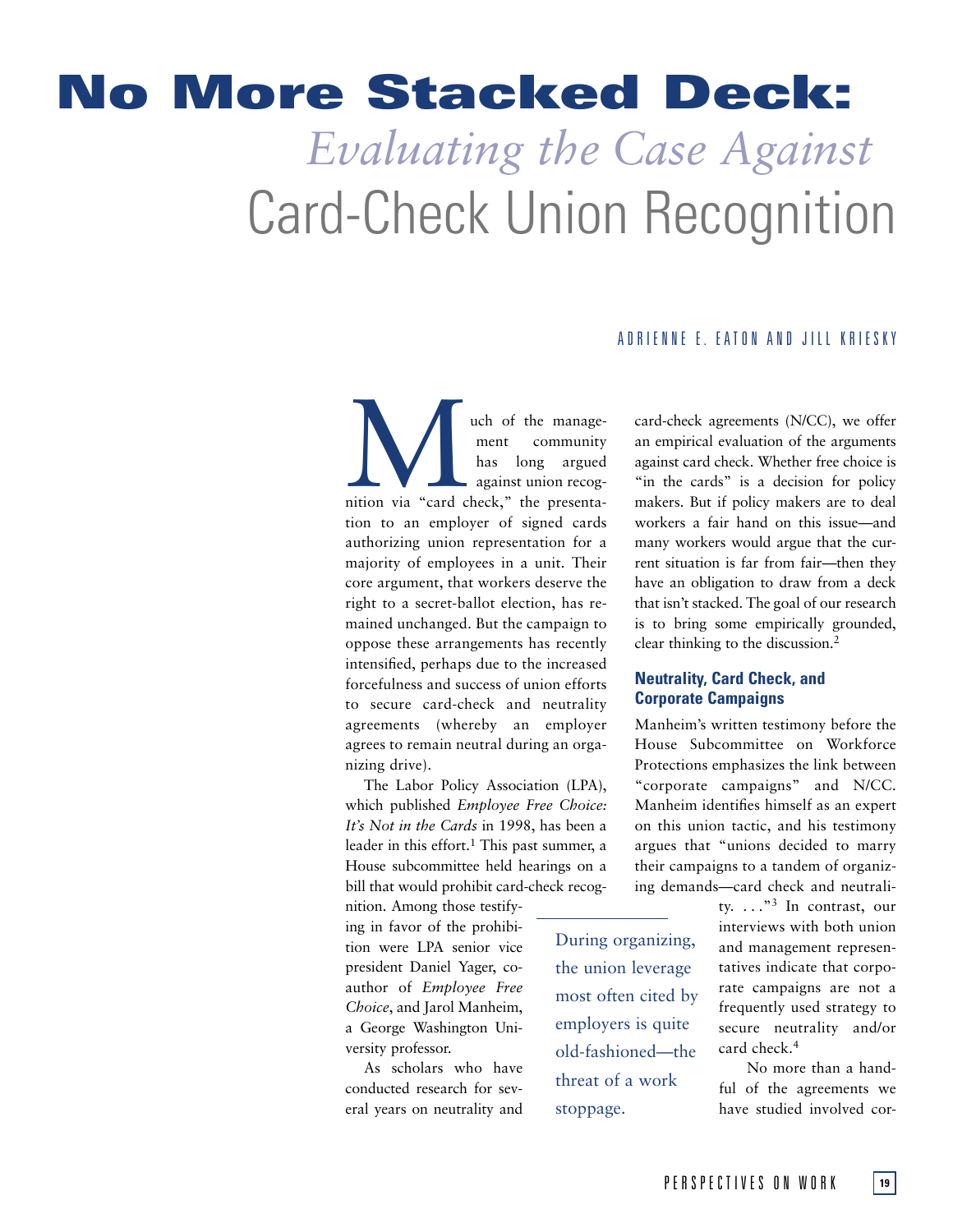# No More Stacked Deck: *Evaluating the Case Against* Card-Check Union Recognition

ADRIENNE E. EATON AND JILL KRIESKY

Much of the management community has long argued against union recognition via "card check," the presentation to an employer of signed cards authorizing union representation for a majority of employees in a unit. Their core argument, that workers deserve the right to a secret-ballot election, has remained unchanged. But the campaign to oppose these arrangements has recently intensified, perhaps due to the increased forcefulness and success of union efforts to secure card-check and neutrality agreements (whereby an employer agrees to remain neutral during an organizing drive).

The Labor Policy Association (LPA), which published *Employee Free Choice: It's Not in the Cards* in 1998, has been a leader in this effort.[1] This past summer, a House subcommittee held hearings on a bill that would prohibit card-check recognition. Among those testifying in favor of the prohibition were LPA senior vice president Daniel Yager, coauthor of *Employee Free Choice*, and Jarol Manheim, a George Washington University professor.

As scholars who have conducted research for several years on neutrality and card-check agreements (N/CC), we offer an empirical evaluation of the arguments against card check. Whether free choice is "in the cards" is a decision for policy makers. But if policy makers are to deal workers a fair hand on this issue—and many workers would argue that the current situation is far from fair—then they have an obligation to draw from a deck that isn't stacked. The goal of our research is to bring some empirically grounded, clear thinking to the discussion.[2]

> During organizing, the union leverage most often cited by employers is quite old-fashioned—the threat of a work stoppage.

## Neutrality, Card Check, and Corporate Campaigns

Manheim's written testimony before the House Subcommittee on Workforce Protections emphasizes the link between "corporate campaigns" and N/CC. Manheim identifies himself as an expert on this union tactic, and his testimony argues that "unions decided to marry their campaigns to a tandem of organizing demands—card check and neutrality. . . ."[3] In contrast, our interviews with both union and management representatives indicate that corporate campaigns are not a frequently used strategy to secure neutrality and/or card check.[4]

No more than a handful of the agreements we have studied involved cor-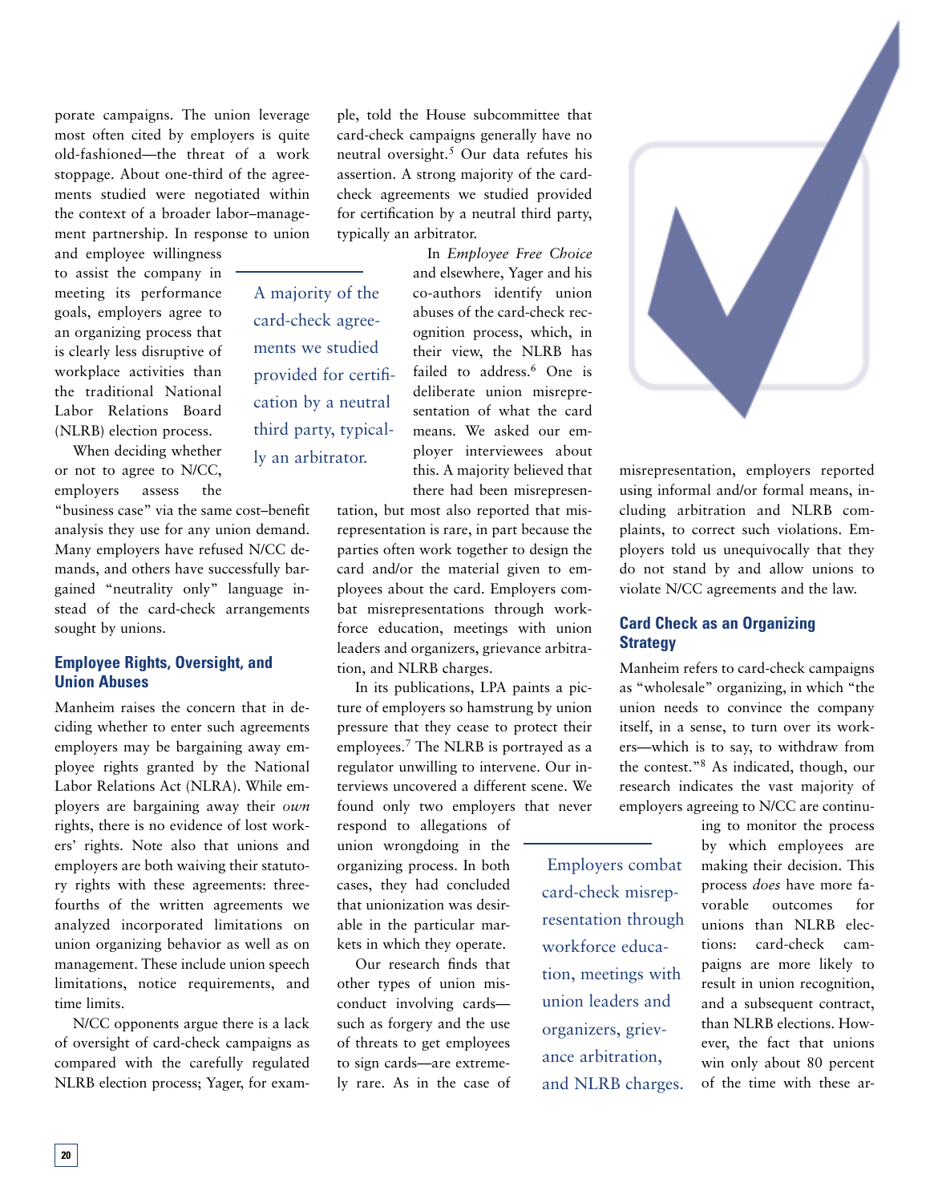porate campaigns. The union leverage most often cited by employers is quite old-fashioned—the threat of a work stoppage. About one-third of the agreements studied were negotiated within the context of a broader labor–management partnership. In response to union and employee willingness to assist the company in meeting its performance goals, employers agree to an organizing process that is clearly less disruptive of workplace activities than the traditional National Labor Relations Board (NLRB) election process.

When deciding whether or not to agree to N/CC, employers assess the "business case" via the same cost–benefit analysis they use for any union demand. Many employers have refused N/CC demands, and others have successfully bargained "neutrality only" language instead of the card-check arrangements sought by unions.

> A majority of the card-check agreements we studied provided for certification by a neutral third party, typically an arbitrator.

### Employee Rights, Oversight, and Union Abuses

Manheim raises the concern that in deciding whether to enter such agreements employers may be bargaining away employee rights granted by the National Labor Relations Act (NLRA). While employers are bargaining away their *own* rights, there is no evidence of lost workers' rights. Note also that unions and employers are both waiving their statutory rights with these agreements: three-fourths of the written agreements we analyzed incorporated limitations on union organizing behavior as well as on management. These include union speech limitations, notice requirements, and time limits.

N/CC opponents argue there is a lack of oversight of card-check campaigns as compared with the carefully regulated NLRB election process; Yager, for example, told the House subcommittee that card-check campaigns generally have no neutral oversight.[5] Our data refutes his assertion. A strong majority of the card-check agreements we studied provided for certification by a neutral third party, typically an arbitrator.

In *Employee Free Choice* and elsewhere, Yager and his co-authors identify union abuses of the card-check recognition process, which, in their view, the NLRB has failed to address.[6] One is deliberate union misrepresentation of what the card means. We asked our employer interviewees about this. A majority believed that there had been misrepresentation, but most also reported that misrepresentation is rare, in part because the parties often work together to design the card and/or the material given to employees about the card. Employers combat misrepresentations through workforce education, meetings with union leaders and organizers, grievance arbitration, and NLRB charges.

In its publications, LPA paints a picture of employers so hamstrung by union pressure that they cease to protect their employees.[7] The NLRB is portrayed as a regulator unwilling to intervene. Our interviews uncovered a different scene. We found only two employers that never respond to allegations of union wrongdoing in the organizing process. In both cases, they had concluded that unionization was desirable in the particular markets in which they operate.

> Employers combat card-check misrepresentation through workforce education, meetings with union leaders and organizers, grievance arbitration, and NLRB charges.

Our research finds that other types of union misconduct involving cards—such as forgery and the use of threats to get employees to sign cards—are extremely rare. As in the case of misrepresentation, employers reported using informal and/or formal means, including arbitration and NLRB complaints, to correct such violations. Employers told us unequivocally that they do not stand by and allow unions to violate N/CC agreements and the law.

### Card Check as an Organizing Strategy

Manheim refers to card-check campaigns as "wholesale" organizing, in which "the union needs to convince the company itself, in a sense, to turn over its workers—which is to say, to withdraw from the contest."[8] As indicated, though, our research indicates the vast majority of employers agreeing to N/CC are continuing to monitor the process by which employees are making their decision. This process *does* have more favorable outcomes for unions than NLRB elections: card-check campaigns are more likely to result in union recognition, and a subsequent contract, than NLRB elections. However, the fact that unions win only about 80 percent of the time with these ar-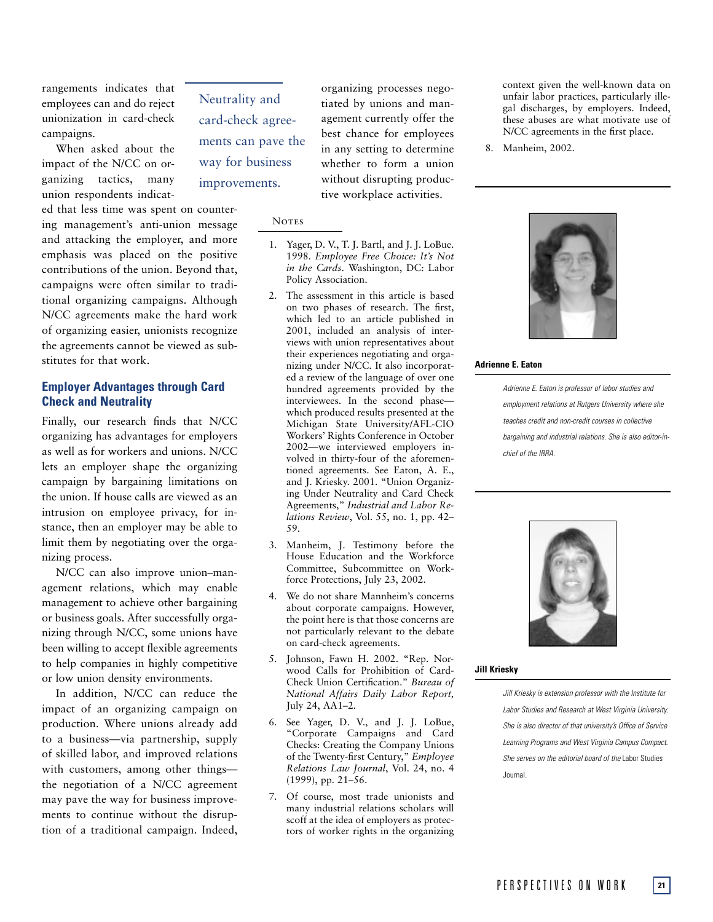rangements indicates that employees can and do reject unionization in card-check campaigns.

When asked about the impact of the N/CC on organizing tactics, many union respondents indicated that less time was spent on countering management's anti-union message and attacking the employer, and more emphasis was placed on the positive contributions of the union. Beyond that, campaigns were often similar to traditional organizing campaigns. Although N/CC agreements make the hard work of organizing easier, unionists recognize the agreements cannot be viewed as substitutes for that work.

Neutrality and card-check agreements can pave the way for business improvements.

## Employer Advantages through Card Check and Neutrality

Finally, our research finds that N/CC organizing has advantages for employers as well as for workers and unions. N/CC lets an employer shape the organizing campaign by bargaining limitations on the union. If house calls are viewed as an intrusion on employee privacy, for instance, then an employer may be able to limit them by negotiating over the organizing process.

N/CC can also improve union–management relations, which may enable management to achieve other bargaining or business goals. After successfully organizing through N/CC, some unions have been willing to accept flexible agreements to help companies in highly competitive or low union density environments.

In addition, N/CC can reduce the impact of an organizing campaign on production. Where unions already add to a business—via partnership, supply of skilled labor, and improved relations with customers, among other things—the negotiation of a N/CC agreement may pave the way for business improvements to continue without the disruption of a traditional campaign. Indeed, organizing processes negotiated by unions and management currently offer the best chance for employees in any setting to determine whether to form a union without disrupting productive workplace activities.

## Notes

1. Yager, D. V., T. J. Bartl, and J. J. LoBue. 1998. *Employee Free Choice: It's Not in the Cards*. Washington, DC: Labor Policy Association.
2. The assessment in this article is based on two phases of research. The first, which led to an article published in 2001, included an analysis of interviews with union representatives about their experiences negotiating and organizing under N/CC. It also incorporated a review of the language of over one hundred agreements provided by the interviewees. In the second phase—which produced results presented at the Michigan State University/AFL-CIO Workers' Rights Conference in October 2002—we interviewed employers involved in thirty-four of the aforementioned agreements. See Eaton, A. E., and J. Kriesky. 2001. "Union Organizing Under Neutrality and Card Check Agreements," *Industrial and Labor Relations Review*, Vol. 55, no. 1, pp. 42–59.
3. Manheim, J. Testimony before the House Education and the Workforce Committee, Subcommittee on Workforce Protections, July 23, 2002.
4. We do not share Mannheim's concerns about corporate campaigns. However, the point here is that those concerns are not particularly relevant to the debate on card-check agreements.
5. Johnson, Fawn H. 2002. "Rep. Norwood Calls for Prohibition of Card-Check Union Certification." *Bureau of National Affairs Daily Labor Report,* July 24, AA1–2.
6. See Yager, D. V., and J. J. LoBue, "Corporate Campaigns and Card Checks: Creating the Company Unions of the Twenty-first Century," *Employee Relations Law Journal*, Vol. 24, no. 4 (1999), pp. 21–56.
7. Of course, most trade unionists and many industrial relations scholars will scoff at the idea of employers as protectors of worker rights in the organizing context given the well-known data on unfair labor practices, particularly illegal discharges, by employers. Indeed, these abuses are what motivate use of N/CC agreements in the first place.
8. Manheim, 2002.

**Adrienne E. Eaton**

*Adrienne E. Eaton is professor of labor studies and employment relations at Rutgers University where she teaches credit and non-credit courses in collective bargaining and industrial relations. She is also editor-in-chief of the IRRA.*

**Jill Kriesky**

*Jill Kriesky is extension professor with the Institute for Labor Studies and Research at West Virginia University. She is also director of that university's Office of Service Learning Programs and West Virginia Campus Compact. She serves on the editorial board of the* Labor Studies Journal.